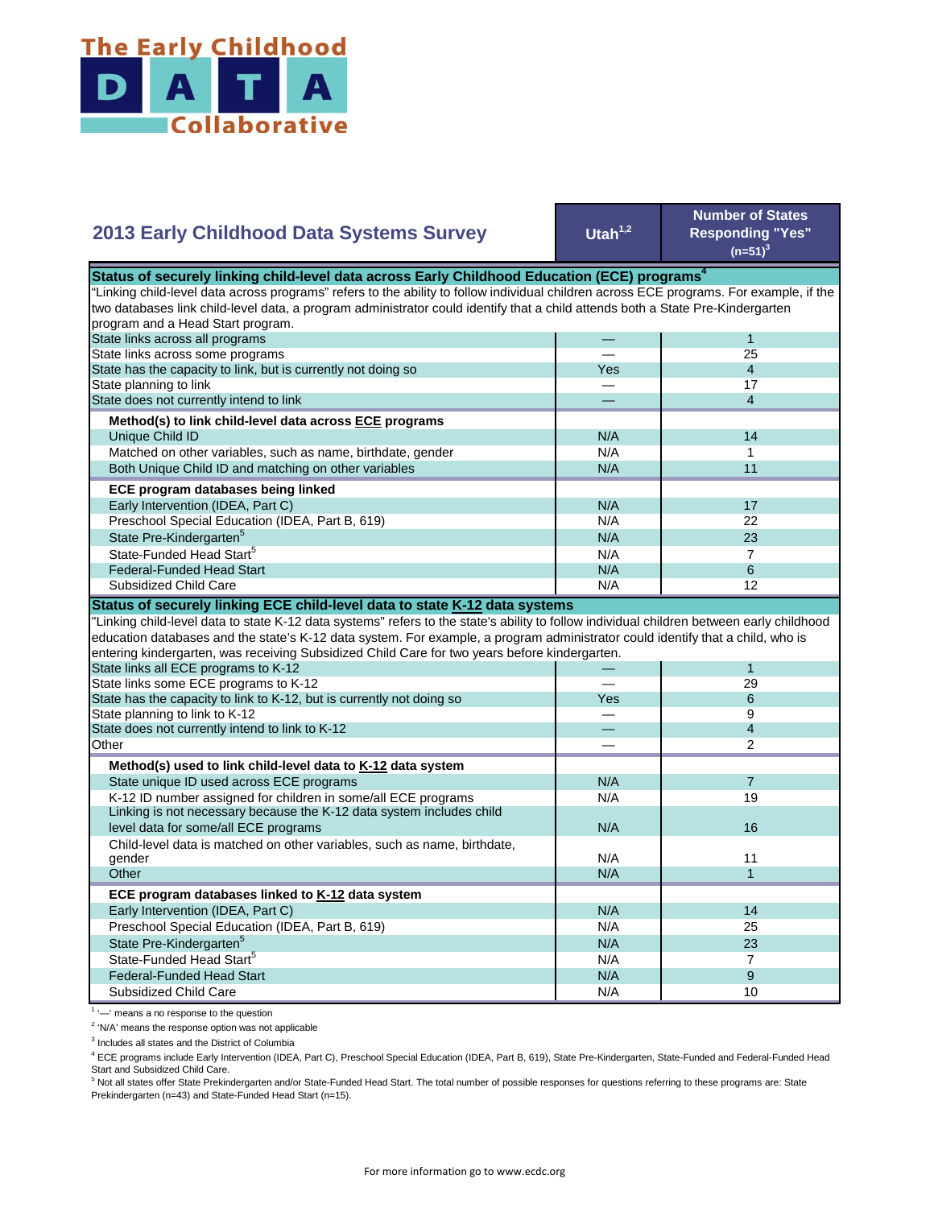The Early Childhood DATA Collaborative

## 2013 Early Childhood Data Systems Survey

| | Utah[1,2] | Number of States Responding "Yes" (n=51)[3] |
|---|---|---|
| **Status of securely linking child-level data across Early Childhood Education (ECE) programs[4]** | | |
| "Linking child-level data across programs" refers to the ability to follow individual children across ECE programs. For example, if the two databases link child-level data, a program administrator could identify that a child attends both a State Pre-Kindergarten program and a Head Start program. | | |
| State links across all programs | — | 1 |
| State links across some programs | — | 25 |
| State has the capacity to link, but is currently not doing so | Yes | 4 |
| State planning to link | — | 17 |
| State does not currently intend to link | — | 4 |
| **Method(s) to link child-level data across ECE programs** | | |
| Unique Child ID | N/A | 14 |
| Matched on other variables, such as name, birthdate, gender | N/A | 1 |
| Both Unique Child ID and matching on other variables | N/A | 11 |
| **ECE program databases being linked** | | |
| Early Intervention (IDEA, Part C) | N/A | 17 |
| Preschool Special Education (IDEA, Part B, 619) | N/A | 22 |
| State Pre-Kindergarten[5] | N/A | 23 |
| State-Funded Head Start[5] | N/A | 7 |
| Federal-Funded Head Start | N/A | 6 |
| Subsidized Child Care | N/A | 12 |
| **Status of securely linking ECE child-level data to state K-12 data systems** | | |
| "Linking child-level data to state K-12 data systems" refers to the state's ability to follow individual children between early childhood education databases and the state's K-12 data system. For example, a program administrator could identify that a child, who is entering kindergarten, was receiving Subsidized Child Care for two years before kindergarten. | | |
| State links all ECE programs to K-12 | — | 1 |
| State links some ECE programs to K-12 | — | 29 |
| State has the capacity to link to K-12, but is currently not doing so | Yes | 6 |
| State planning to link to K-12 | — | 9 |
| State does not currently intend to link to K-12 | — | 4 |
| Other | — | 2 |
| **Method(s) used to link child-level data to K-12 data system** | | |
| State unique ID used across ECE programs | N/A | 7 |
| K-12 ID number assigned for children in some/all ECE programs | N/A | 19 |
| Linking is not necessary because the K-12 data system includes child level data for some/all ECE programs | N/A | 16 |
| Child-level data is matched on other variables, such as name, birthdate, gender | N/A | 11 |
| Other | N/A | 1 |
| **ECE program databases linked to K-12 data system** | | |
| Early Intervention (IDEA, Part C) | N/A | 14 |
| Preschool Special Education (IDEA, Part B, 619) | N/A | 25 |
| State Pre-Kindergarten[5] | N/A | 23 |
| State-Funded Head Start[5] | N/A | 7 |
| Federal-Funded Head Start | N/A | 9 |
| Subsidized Child Care | N/A | 10 |

[1] '—' means a no response to the question

[2] 'N/A' means the response option was not applicable

[3] Includes all states and the District of Columbia

[4] ECE programs include Early Intervention (IDEA, Part C), Preschool Special Education (IDEA, Part B, 619), State Pre-Kindergarten, State-Funded and Federal-Funded Head Start and Subsidized Child Care.

[5] Not all states offer State Prekindergarten and/or State-Funded Head Start. The total number of possible responses for questions referring to these programs are: State Prekindergarten (n=43) and State-Funded Head Start (n=15).

For more information go to www.ecdc.org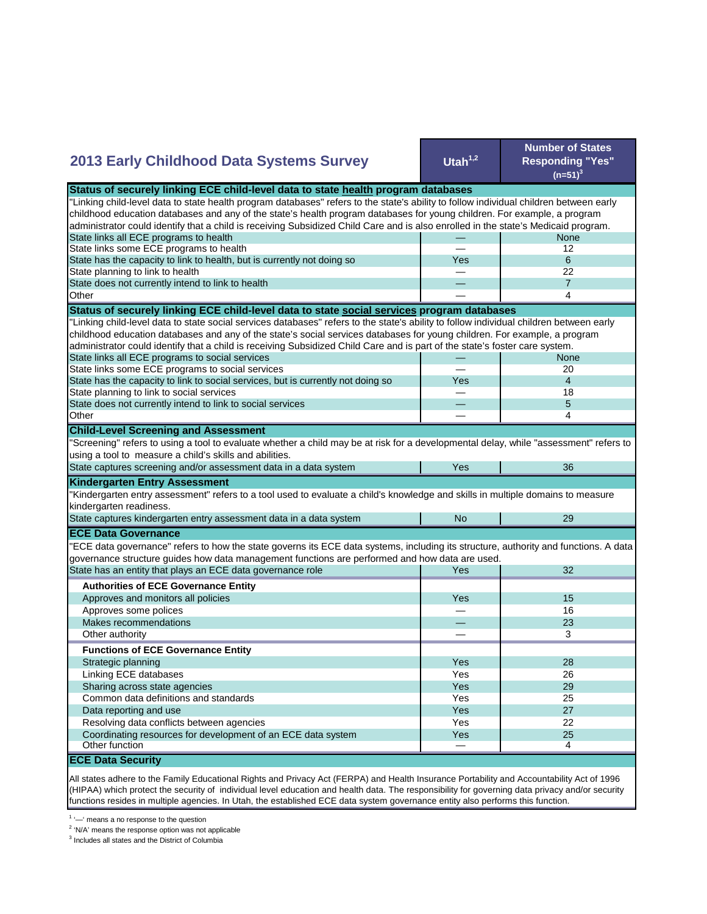## 2013 Early Childhood Data Systems Survey

| | Utah[1,2] | Number of States Responding "Yes" (n=51)[3] |
|---|---|---|
| **Status of securely linking ECE child-level data to state health program databases** | | |
| "Linking child-level data to state health program databases" refers to the state's ability to follow individual children between early childhood education databases and any of the state's health program databases for young children. For example, a program administrator could identify that a child is receiving Subsidized Child Care and is also enrolled in the state's Medicaid program. | | |
| State links all ECE programs to health | — | None |
| State links some ECE programs to health | — | 12 |
| State has the capacity to link to health, but is currently not doing so | Yes | 6 |
| State planning to link to health | — | 22 |
| State does not currently intend to link to health | — | 7 |
| Other | — | 4 |
| **Status of securely linking ECE child-level data to state social services program databases** | | |
| "Linking child-level data to state social services databases" refers to the state's ability to follow individual children between early childhood education databases and any of the state's social services databases for young children. For example, a program administrator could identify that a child is receiving Subsidized Child Care and is part of the state's foster care system. | | |
| State links all ECE programs to social services | — | None |
| State links some ECE programs to social services | — | 20 |
| State has the capacity to link to social services, but is currently not doing so | Yes | 4 |
| State planning to link to social services | — | 18 |
| State does not currently intend to link to social services | — | 5 |
| Other | — | 4 |
| **Child-Level Screening and Assessment** | | |
| "Screening" refers to using a tool to evaluate whether a child may be at risk for a developmental delay, while "assessment" refers to using a tool to measure a child's skills and abilities. | | |
| State captures screening and/or assessment data in a data system | Yes | 36 |
| **Kindergarten Entry Assessment** | | |
| "Kindergarten entry assessment" refers to a tool used to evaluate a child's knowledge and skills in multiple domains to measure kindergarten readiness. | | |
| State captures kindergarten entry assessment data in a data system | No | 29 |
| **ECE Data Governance** | | |
| "ECE data governance" refers to how the state governs its ECE data systems, including its structure, authority and functions. A data governance structure guides how data management functions are performed and how data are used. | | |
| State has an entity that plays an ECE data governance role | Yes | 32 |
| **Authorities of ECE Governance Entity** | | |
| Approves and monitors all policies | Yes | 15 |
| Approves some polices | — | 16 |
| Makes recommendations | — | 23 |
| Other authority | — | 3 |
| **Functions of ECE Governance Entity** | | |
| Strategic planning | Yes | 28 |
| Linking ECE databases | Yes | 26 |
| Sharing across state agencies | Yes | 29 |
| Common data definitions and standards | Yes | 25 |
| Data reporting and use | Yes | 27 |
| Resolving data conflicts between agencies | Yes | 22 |
| Coordinating resources for development of an ECE data system | Yes | 25 |
| Other function | — | 4 |

**ECE Data Security**

All states adhere to the Family Educational Rights and Privacy Act (FERPA) and Health Insurance Portability and Accountability Act of 1996 (HIPAA) which protect the security of individual level education and health data. The responsibility for governing data privacy and/or security functions resides in multiple agencies. In Utah, the established ECE data system governance entity also performs this function.

[1] '—' means a no response to the question

[2] 'N/A' means the response option was not applicable

[3] Includes all states and the District of Columbia